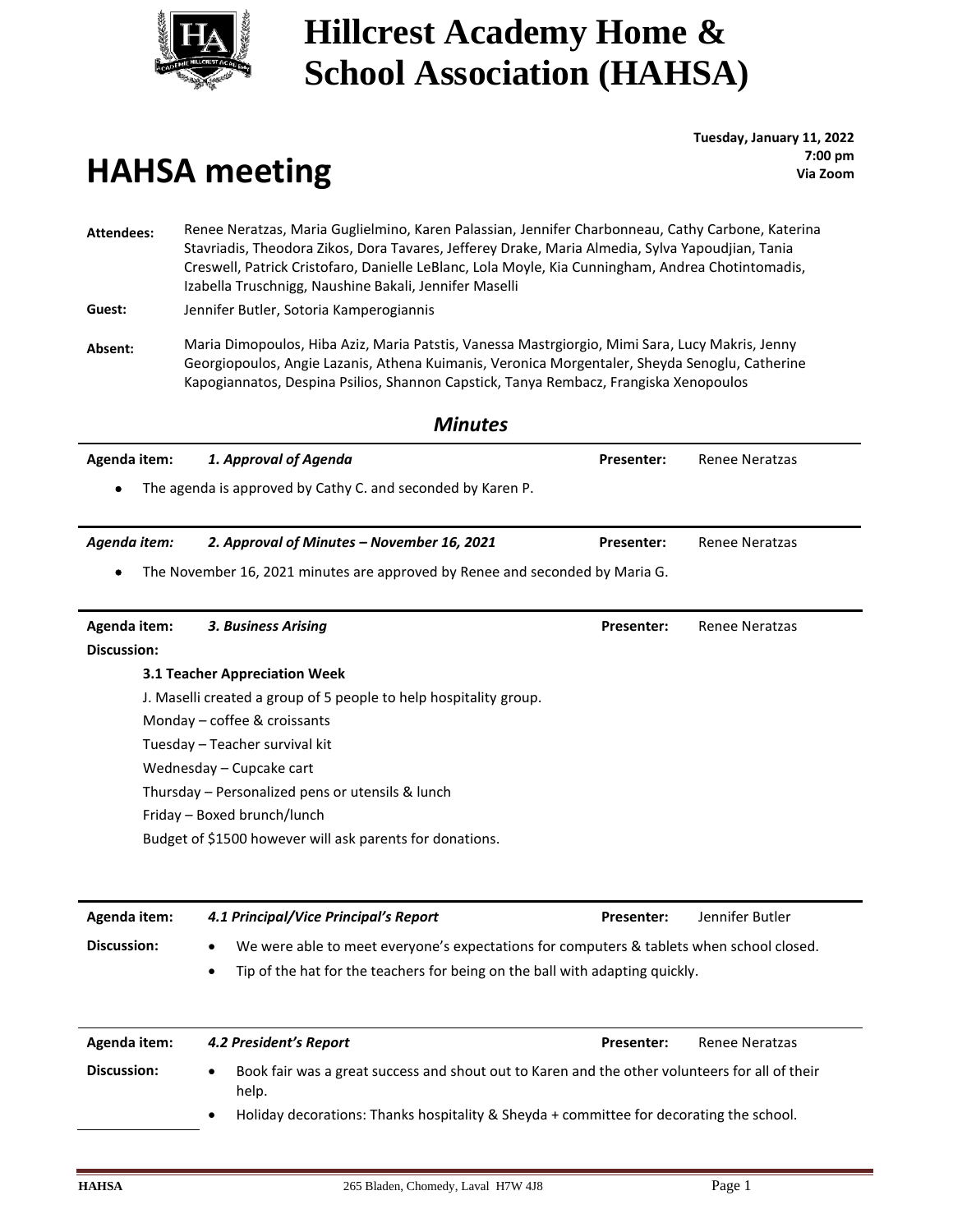# Hillcrest Academy Home & School Association (HAHSA)

## HAHSA meeting

**Tuesday, January 11, 2022**
**7:00 pm**
**Via Zoom**

**Attendees:** Renee Neratzas, Maria Guglielmino, Karen Palassian, Jennifer Charbonneau, Cathy Carbone, Katerina Stavriadis, Theodora Zikos, Dora Tavares, Jefferey Drake, Maria Almedia, Sylva Yapoudjian, Tania Creswell, Patrick Cristofaro, Danielle LeBlanc, Lola Moyle, Kia Cunningham, Andrea Chotintomadis, Izabella Truschnigg, Naushine Bakali, Jennifer Maselli

**Guest:** Jennifer Butler, Sotoria Kamperogiannis

**Absent:** Maria Dimopoulos, Hiba Aziz, Maria Patstis, Vanessa Mastrgiorgio, Mimi Sara, Lucy Makris, Jenny Georgiopoulos, Angie Lazanis, Athena Kuimanis, Veronica Morgentaler, Sheyda Senoglu, Catherine Kapogiannatos, Despina Psilios, Shannon Capstick, Tanya Rembacz, Frangiska Xenopoulos

### *Minutes*

---

**Agenda item:** ***1. Approval of Agenda*** **Presenter:** Renee Neratzas

- The agenda is approved by Cathy C. and seconded by Karen P.

---

***Agenda item:*** ***2. Approval of Minutes – November 16, 2021*** **Presenter:** Renee Neratzas

- The November 16, 2021 minutes are approved by Renee and seconded by Maria G.

---

**Agenda item:** ***3. Business Arising*** **Presenter:** Renee Neratzas

**Discussion:**

**3.1 Teacher Appreciation Week**

J. Maselli created a group of 5 people to help hospitality group.

Monday – coffee & croissants

Tuesday – Teacher survival kit

Wednesday – Cupcake cart

Thursday – Personalized pens or utensils & lunch

Friday – Boxed brunch/lunch

Budget of $1500 however will ask parents for donations.

---

**Agenda item:** ***4.1 Principal/Vice Principal's Report*** **Presenter:** Jennifer Butler

**Discussion:**

- We were able to meet everyone's expectations for computers & tablets when school closed.
- Tip of the hat for the teachers for being on the ball with adapting quickly.

---

**Agenda item:** ***4.2 President's Report*** **Presenter:** Renee Neratzas

**Discussion:**

- Book fair was a great success and shout out to Karen and the other volunteers for all of their help.
- Holiday decorations: Thanks hospitality & Sheyda + committee for decorating the school.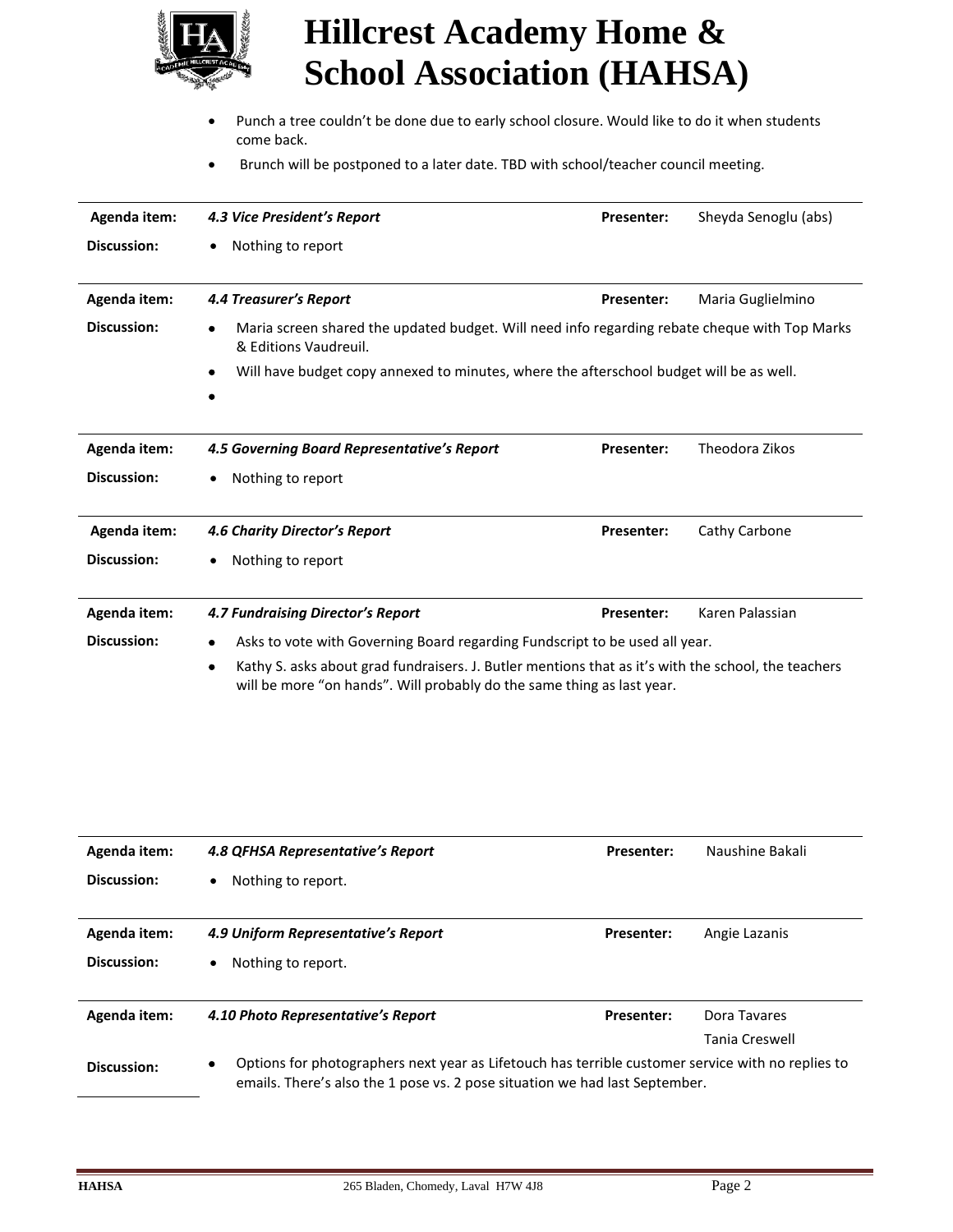- Punch a tree couldn't be done due to early school closure. Would like to do it when students come back.
- Brunch will be postponed to a later date. TBD with school/teacher council meeting.

| | | | |
|---|---|---|---|
| **Agenda item:** | ***4.3 Vice President's Report*** | **Presenter:** | Sheyda Senoglu (abs) |
| **Discussion:** | • Nothing to report | | |

| | | | |
|---|---|---|---|
| **Agenda item:** | ***4.4 Treasurer's Report*** | **Presenter:** | Maria Guglielmino |
| **Discussion:** | • Maria screen shared the updated budget. Will need info regarding rebate cheque with Top Marks & Editions Vaudreuil.<br>• Will have budget copy annexed to minutes, where the afterschool budget will be as well.<br>• | | |

| | | | |
|---|---|---|---|
| **Agenda item:** | ***4.5 Governing Board Representative's Report*** | **Presenter:** | Theodora Zikos |
| **Discussion:** | • Nothing to report | | |

| | | | |
|---|---|---|---|
| **Agenda item:** | ***4.6 Charity Director's Report*** | **Presenter:** | Cathy Carbone |
| **Discussion:** | • Nothing to report | | |

| | | | |
|---|---|---|---|
| **Agenda item:** | ***4.7 Fundraising Director's Report*** | **Presenter:** | Karen Palassian |
| **Discussion:** | • Asks to vote with Governing Board regarding Fundscript to be used all year.<br>• Kathy S. asks about grad fundraisers. J. Butler mentions that as it's with the school, the teachers will be more "on hands". Will probably do the same thing as last year. | | |

| | | | |
|---|---|---|---|
| **Agenda item:** | ***4.8 QFHSA Representative's Report*** | **Presenter:** | Naushine Bakali |
| **Discussion:** | • Nothing to report. | | |

| | | | |
|---|---|---|---|
| **Agenda item:** | ***4.9 Uniform Representative's Report*** | **Presenter:** | Angie Lazanis |
| **Discussion:** | • Nothing to report. | | |

| | | | |
|---|---|---|---|
| **Agenda item:** | ***4.10 Photo Representative's Report*** | **Presenter:** | Dora Tavares<br>Tania Creswell |
| **Discussion:** | • Options for photographers next year as Lifetouch has terrible customer service with no replies to emails. There's also the 1 pose vs. 2 pose situation we had last September. | | |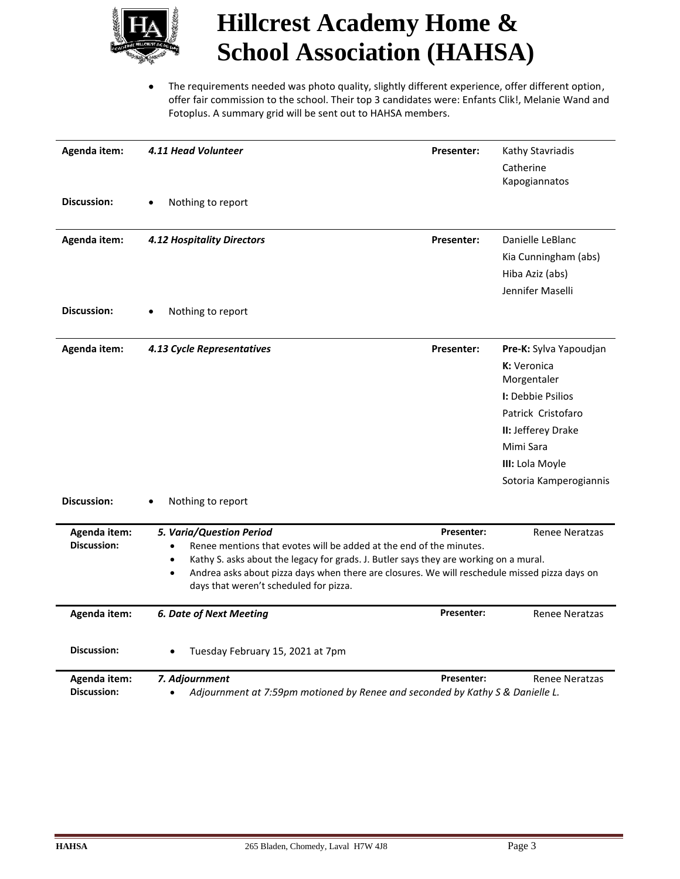# Hillcrest Academy Home & School Association (HAHSA)

- The requirements needed was photo quality, slightly different experience, offer different option, offer fair commission to the school. Their top 3 candidates were: Enfants Clik!, Melanie Wand and Fotoplus. A summary grid will be sent out to HAHSA members.

| | | | |
|---|---|---|---|
| **Agenda item:** | ***4.11 Head Volunteer*** | **Presenter:** | Kathy Stavriadis<br>Catherine Kapogiannatos |
| **Discussion:** | • Nothing to report | | |

| | | | |
|---|---|---|---|
| **Agenda item:** | ***4.12 Hospitality Directors*** | **Presenter:** | Danielle LeBlanc<br>Kia Cunningham (abs)<br>Hiba Aziz (abs)<br>Jennifer Maselli |
| **Discussion:** | • Nothing to report | | |

| | | | |
|---|---|---|---|
| **Agenda item:** | ***4.13 Cycle Representatives*** | **Presenter:** | **Pre-K:** Sylva Yapoudjan<br>**K:** Veronica Morgentaler<br>**I:** Debbie Psilios<br>Patrick Cristofaro<br>**II:** Jefferey Drake<br>Mimi Sara<br>**III:** Lola Moyle<br>Sotoria Kamperogiannis |
| **Discussion:** | • Nothing to report | | |

| | | | |
|---|---|---|---|
| **Agenda item:** | ***5. Varia/Question Period*** | **Presenter:** | Renee Neratzas |
| **Discussion:** | • Renee mentions that evotes will be added at the end of the minutes.<br>• Kathy S. asks about the legacy for grads. J. Butler says they are working on a mural.<br>• Andrea asks about pizza days when there are closures. We will reschedule missed pizza days on days that weren't scheduled for pizza. | | |

| | | | |
|---|---|---|---|
| **Agenda item:** | ***6. Date of Next Meeting*** | **Presenter:** | Renee Neratzas |
| **Discussion:** | • Tuesday February 15, 2021 at 7pm | | |

| | | | |
|---|---|---|---|
| **Agenda item:** | ***7. Adjournment*** | **Presenter:** | Renee Neratzas |
| **Discussion:** | • *Adjournment at 7:59pm motioned by Renee and seconded by Kathy S & Danielle L.* | | |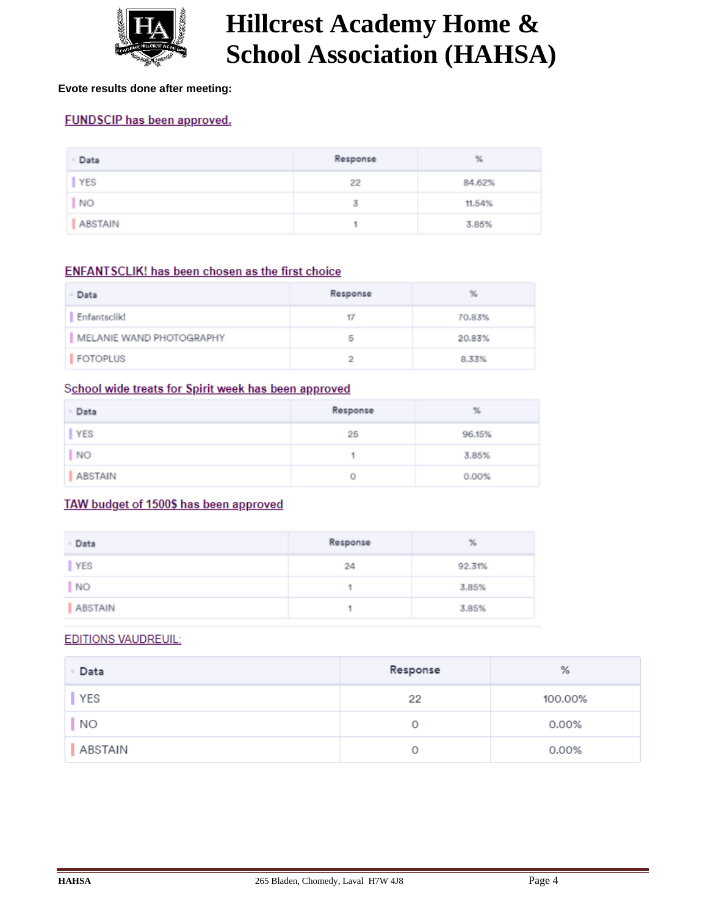# Hillcrest Academy Home & School Association (HAHSA)

**Evote results done after meeting:**

FUNDSCIP has been approved.

| Data | Response | % |
|---|---|---|
| YES | 22 | 84.62% |
| NO | 3 | 11.54% |
| ABSTAIN | 1 | 3.85% |

ENFANTSCLIK! has been chosen as the first choice

| Data | Response | % |
|---|---|---|
| Enfantsclik! | 17 | 70.83% |
| MELANIE WAND PHOTOGRAPHY | 5 | 20.83% |
| FOTOPLUS | 2 | 8.33% |

School wide treats for Spirit week has been approved

| Data | Response | % |
|---|---|---|
| YES | 25 | 96.15% |
| NO | 1 | 3.85% |
| ABSTAIN | 0 | 0.00% |

TAW budget of 1500$ has been approved

| Data | Response | % |
|---|---|---|
| YES | 24 | 92.31% |
| NO | 1 | 3.85% |
| ABSTAIN | 1 | 3.85% |

EDITIONS VAUDREUIL:

| Data | Response | % |
|---|---|---|
| YES | 22 | 100.00% |
| NO | 0 | 0.00% |
| ABSTAIN | 0 | 0.00% |